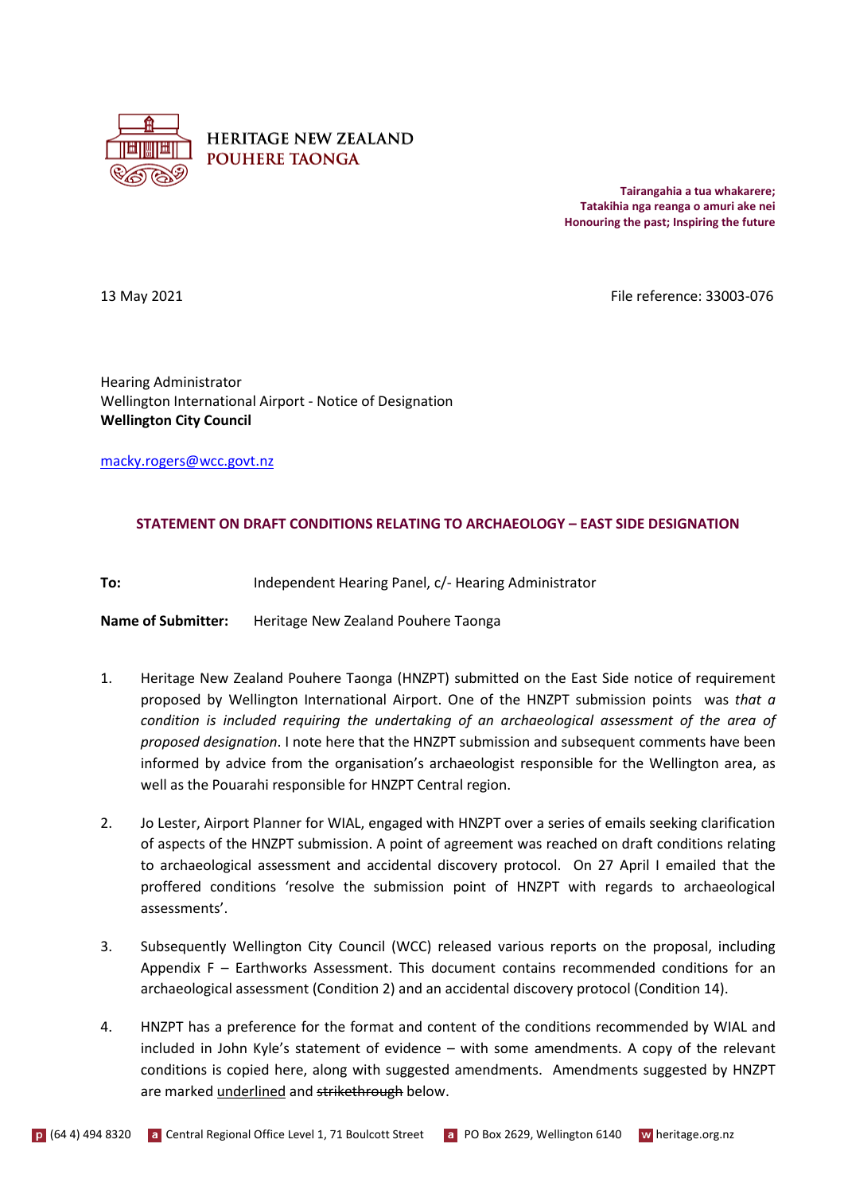HERITAGE NEW ZEALAND
POUHERE TAONGA

**Tairangahia a tua whakarere;**
**Tatakihia nga reanga o amuri ake nei**
**Honouring the past; Inspiring the future**

13 May 2021

File reference: 33003-076

Hearing Administrator
Wellington International Airport - Notice of Designation
**Wellington City Council**

macky.rogers@wcc.govt.nz

**STATEMENT ON DRAFT CONDITIONS RELATING TO ARCHAEOLOGY – EAST SIDE DESIGNATION**

**To:** Independent Hearing Panel, c/- Hearing Administrator

**Name of Submitter:** Heritage New Zealand Pouhere Taonga

1. Heritage New Zealand Pouhere Taonga (HNZPT) submitted on the East Side notice of requirement proposed by Wellington International Airport. One of the HNZPT submission points was *that a condition is included requiring the undertaking of an archaeological assessment of the area of proposed designation*. I note here that the HNZPT submission and subsequent comments have been informed by advice from the organisation's archaeologist responsible for the Wellington area, as well as the Pouarahi responsible for HNZPT Central region.

2. Jo Lester, Airport Planner for WIAL, engaged with HNZPT over a series of emails seeking clarification of aspects of the HNZPT submission. A point of agreement was reached on draft conditions relating to archaeological assessment and accidental discovery protocol. On 27 April I emailed that the proffered conditions 'resolve the submission point of HNZPT with regards to archaeological assessments'.

3. Subsequently Wellington City Council (WCC) released various reports on the proposal, including Appendix F – Earthworks Assessment. This document contains recommended conditions for an archaeological assessment (Condition 2) and an accidental discovery protocol (Condition 14).

4. HNZPT has a preference for the format and content of the conditions recommended by WIAL and included in John Kyle's statement of evidence – with some amendments. A copy of the relevant conditions is copied here, along with suggested amendments. Amendments suggested by HNZPT are marked <u>underlined</u> and ~~strikethrough~~ below.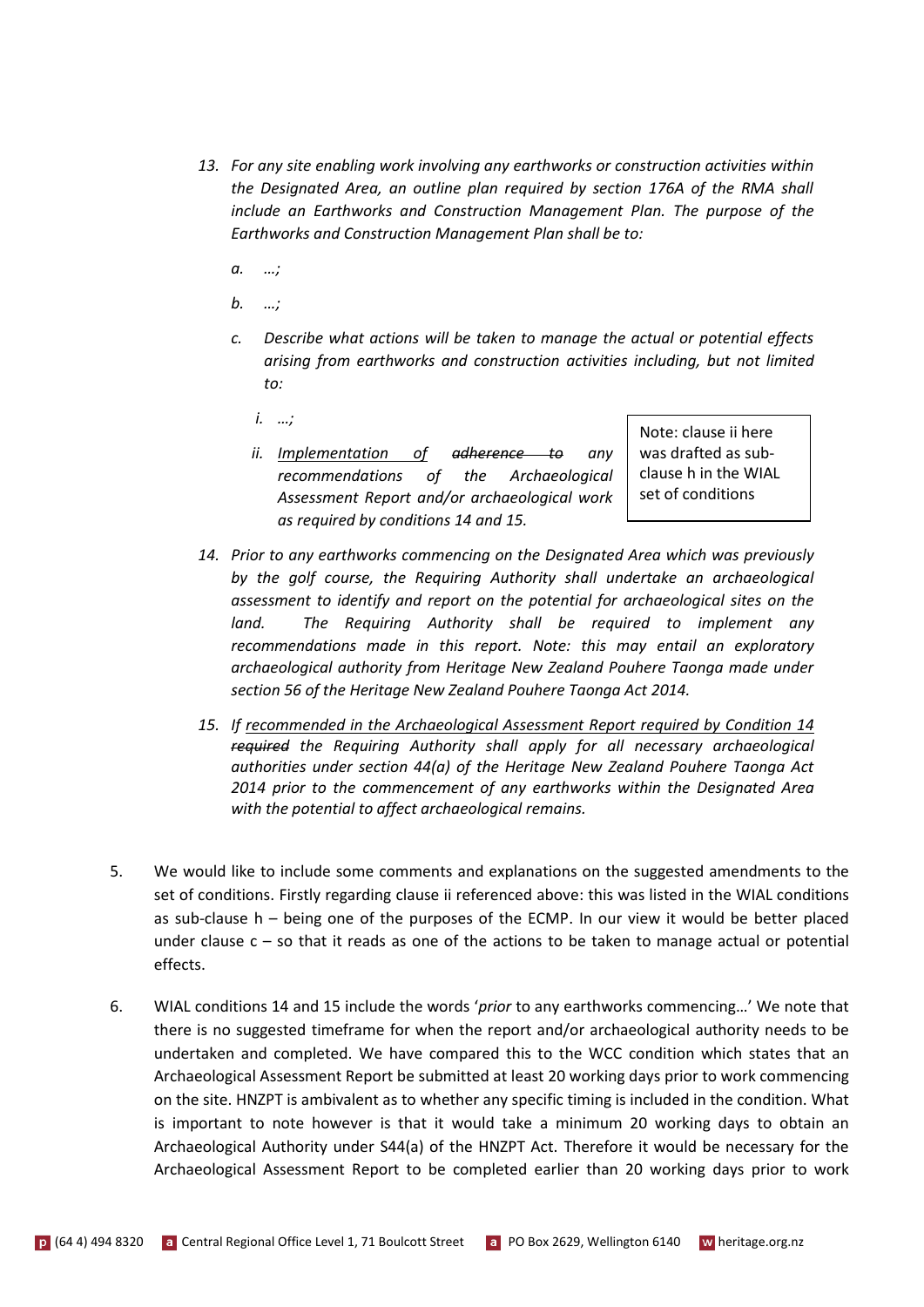*13. For any site enabling work involving any earthworks or construction activities within the Designated Area, an outline plan required by section 176A of the RMA shall include an Earthworks and Construction Management Plan. The purpose of the Earthworks and Construction Management Plan shall be to:*

*a. …;*

*b. …;*

*c. Describe what actions will be taken to manage the actual or potential effects arising from earthworks and construction activities including, but not limited to:*

*i. …;*

*ii. <u>Implementation of</u> ~~adherence to~~ any recommendations of the Archaeological Assessment Report and/or archaeological work as required by conditions 14 and 15.*

> Note: clause ii here was drafted as sub-clause h in the WIAL set of conditions

*14. Prior to any earthworks commencing on the Designated Area which was previously by the golf course, the Requiring Authority shall undertake an archaeological assessment to identify and report on the potential for archaeological sites on the land. The Requiring Authority shall be required to implement any recommendations made in this report. Note: this may entail an exploratory archaeological authority from Heritage New Zealand Pouhere Taonga made under section 56 of the Heritage New Zealand Pouhere Taonga Act 2014.*

*15. If <u>recommended in the Archaeological Assessment Report required by Condition 14</u> ~~required~~ the Requiring Authority shall apply for all necessary archaeological authorities under section 44(a) of the Heritage New Zealand Pouhere Taonga Act 2014 prior to the commencement of any earthworks within the Designated Area with the potential to affect archaeological remains.*

5. We would like to include some comments and explanations on the suggested amendments to the set of conditions. Firstly regarding clause ii referenced above: this was listed in the WIAL conditions as sub-clause h – being one of the purposes of the ECMP. In our view it would be better placed under clause c – so that it reads as one of the actions to be taken to manage actual or potential effects.

6. WIAL conditions 14 and 15 include the words '*prior* to any earthworks commencing…' We note that there is no suggested timeframe for when the report and/or archaeological authority needs to be undertaken and completed. We have compared this to the WCC condition which states that an Archaeological Assessment Report be submitted at least 20 working days prior to work commencing on the site. HNZPT is ambivalent as to whether any specific timing is included in the condition. What is important to note however is that it would take a minimum 20 working days to obtain an Archaeological Authority under S44(a) of the HNZPT Act. Therefore it would be necessary for the Archaeological Assessment Report to be completed earlier than 20 working days prior to work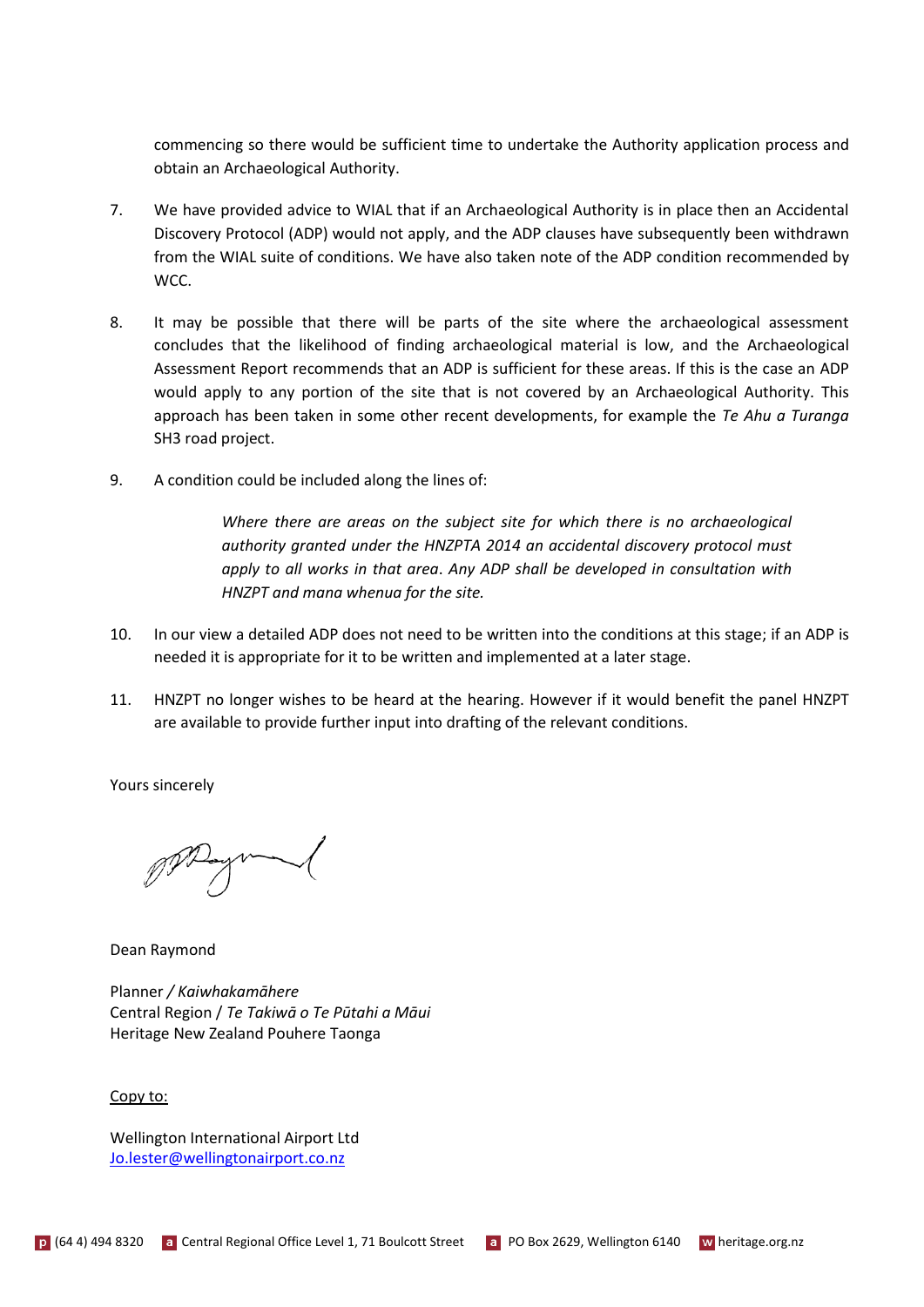commencing so there would be sufficient time to undertake the Authority application process and obtain an Archaeological Authority.

7. We have provided advice to WIAL that if an Archaeological Authority is in place then an Accidental Discovery Protocol (ADP) would not apply, and the ADP clauses have subsequently been withdrawn from the WIAL suite of conditions. We have also taken note of the ADP condition recommended by WCC.

8. It may be possible that there will be parts of the site where the archaeological assessment concludes that the likelihood of finding archaeological material is low, and the Archaeological Assessment Report recommends that an ADP is sufficient for these areas. If this is the case an ADP would apply to any portion of the site that is not covered by an Archaeological Authority. This approach has been taken in some other recent developments, for example the *Te Ahu a Turanga* SH3 road project.

9. A condition could be included along the lines of:

   > *Where there are areas on the subject site for which there is no archaeological authority granted under the HNZPTA 2014 an accidental discovery protocol must apply to all works in that area. Any ADP shall be developed in consultation with HNZPT and mana whenua for the site.*

10. In our view a detailed ADP does not need to be written into the conditions at this stage; if an ADP is needed it is appropriate for it to be written and implemented at a later stage.

11. HNZPT no longer wishes to be heard at the hearing. However if it would benefit the panel HNZPT are available to provide further input into drafting of the relevant conditions.

Yours sincerely

Dean Raymond

Planner */ Kaiwhakamāhere*
Central Region / *Te Takiwā o Te Pūtahi a Māui*
Heritage New Zealand Pouhere Taonga

Copy to:

Wellington International Airport Ltd
Jo.lester@wellingtonairport.co.nz